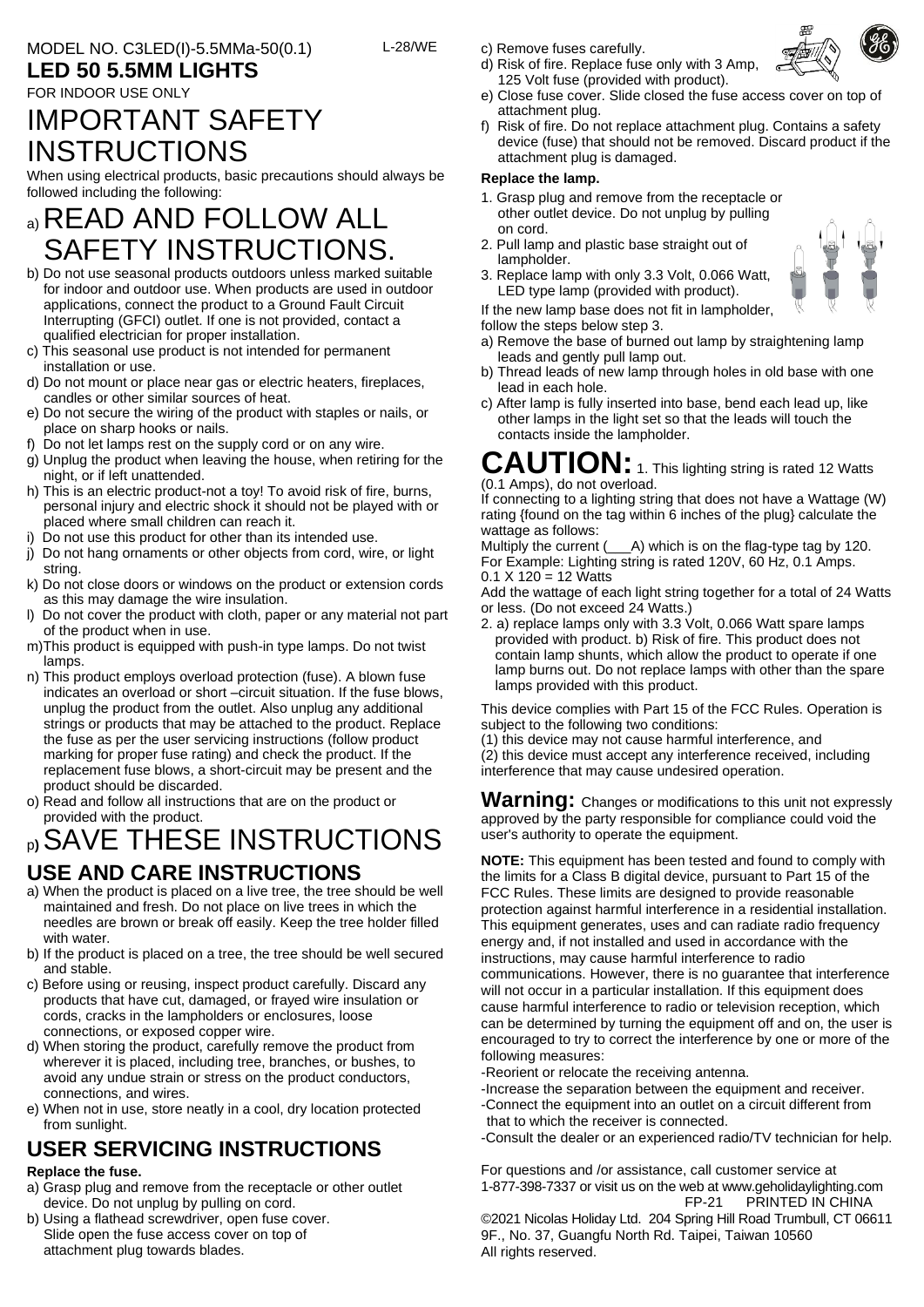MODEL NO. C3LED(I)-5.5MMa-50(0.1) L-28/WE

**LED 50 5.5MM LIGHTS**

FOR INDOOR USE ONLY

# IMPORTANT SAFETY INSTRUCTIONS

When using electrical products, basic precautions should always be followed including the following:

## a) READ AND FOLLOW ALL SAFETY INSTRUCTIONS.

b) Do not use seasonal products outdoors unless marked suitable for indoor and outdoor use. When products are used in outdoor applications, connect the product to a Ground Fault Circuit Interrupting (GFCI) outlet. If one is not provided, contact a qualified electrician for proper installation.

c) This seasonal use product is not intended for permanent installation or use.

d) Do not mount or place near gas or electric heaters, fireplaces, candles or other similar sources of heat.

e) Do not secure the wiring of the product with staples or nails, or place on sharp hooks or nails.

f) Do not let lamps rest on the supply cord or on any wire.

g) Unplug the product when leaving the house, when retiring for the night, or if left unattended.

h) This is an electric product-not a toy! To avoid risk of fire, burns, personal injury and electric shock it should not be played with or placed where small children can reach it.

i) Do not use this product for other than its intended use.

j) Do not hang ornaments or other objects from cord, wire, or light string.

k) Do not close doors or windows on the product or extension cords as this may damage the wire insulation.

l) Do not cover the product with cloth, paper or any material not part of the product when in use.

m) This product is equipped with push-in type lamps. Do not twist lamps.

n) This product employs overload protection (fuse). A blown fuse indicates an overload or short –circuit situation. If the fuse blows, unplug the product from the outlet. Also unplug any additional strings or products that may be attached to the product. Replace the fuse as per the user servicing instructions (follow product marking for proper fuse rating) and check the product. If the replacement fuse blows, a short-circuit may be present and the product should be discarded.

o) Read and follow all instructions that are on the product or provided with the product.

## p) SAVE THESE INSTRUCTIONS

## USE AND CARE INSTRUCTIONS

a) When the product is placed on a live tree, the tree should be well maintained and fresh. Do not place on live trees in which the needles are brown or break off easily. Keep the tree holder filled with water.

b) If the product is placed on a tree, the tree should be well secured and stable.

c) Before using or reusing, inspect product carefully. Discard any products that have cut, damaged, or frayed wire insulation or cords, cracks in the lampholders or enclosures, loose connections, or exposed copper wire.

d) When storing the product, carefully remove the product from wherever it is placed, including tree, branches, or bushes, to avoid any undue strain or stress on the product conductors, connections, and wires.

e) When not in use, store neatly in a cool, dry location protected from sunlight.

## USER SERVICING INSTRUCTIONS

**Replace the fuse.**

a) Grasp plug and remove from the receptacle or other outlet device. Do not unplug by pulling on cord.

b) Using a flathead screwdriver, open fuse cover. Slide open the fuse access cover on top of attachment plug towards blades.

c) Remove fuses carefully.

d) Risk of fire. Replace fuse only with 3 Amp, 125 Volt fuse (provided with product).

e) Close fuse cover. Slide closed the fuse access cover on top of attachment plug.

f) Risk of fire. Do not replace attachment plug. Contains a safety device (fuse) that should not be removed. Discard product if the attachment plug is damaged.

**Replace the lamp.**

1. Grasp plug and remove from the receptacle or other outlet device. Do not unplug by pulling on cord.
2. Pull lamp and plastic base straight out of lampholder.
3. Replace lamp with only 3.3 Volt, 0.066 Watt, LED type lamp (provided with product).

If the new lamp base does not fit in lampholder, follow the steps below step 3.

a) Remove the base of burned out lamp by straightening lamp leads and gently pull lamp out.

b) Thread leads of new lamp through holes in old base with one lead in each hole.

c) After lamp is fully inserted into base, bend each lead up, like other lamps in the light set so that the leads will touch the contacts inside the lampholder.

**CAUTION:** 1. This lighting string is rated 12 Watts (0.1 Amps), do not overload.

If connecting to a lighting string that does not have a Wattage (W) rating {found on the tag within 6 inches of the plug} calculate the wattage as follows:

Multiply the current (___A) which is on the flag-type tag by 120.
For Example: Lighting string is rated 120V, 60 Hz, 0.1 Amps.
0.1 X 120 = 12 Watts

Add the wattage of each light string together for a total of 24 Watts or less. (Do not exceed 24 Watts.)

2. a) replace lamps only with 3.3 Volt, 0.066 Watt spare lamps provided with product. b) Risk of fire. This product does not contain lamp shunts, which allow the product to operate if one lamp burns out. Do not replace lamps with other than the spare lamps provided with this product.

This device complies with Part 15 of the FCC Rules. Operation is subject to the following two conditions:
(1) this device may not cause harmful interference, and
(2) this device must accept any interference received, including interference that may cause undesired operation.

**Warning:** Changes or modifications to this unit not expressly approved by the party responsible for compliance could void the user's authority to operate the equipment.

**NOTE:** This equipment has been tested and found to comply with the limits for a Class B digital device, pursuant to Part 15 of the FCC Rules. These limits are designed to provide reasonable protection against harmful interference in a residential installation. This equipment generates, uses and can radiate radio frequency energy and, if not installed and used in accordance with the instructions, may cause harmful interference to radio communications. However, there is no guarantee that interference will not occur in a particular installation. If this equipment does cause harmful interference to radio or television reception, which can be determined by turning the equipment off and on, the user is encouraged to try to correct the interference by one or more of the following measures:

- Reorient or relocate the receiving antenna.
- Increase the separation between the equipment and receiver.
- Connect the equipment into an outlet on a circuit different from that to which the receiver is connected.
- Consult the dealer or an experienced radio/TV technician for help.

For questions and /or assistance, call customer service at 1-877-398-7337 or visit us on the web at www.geholidaylighting.com

FP-21 PRINTED IN CHINA

©2021 Nicolas Holiday Ltd. 204 Spring Hill Road Trumbull, CT 06611
9F., No. 37, Guangfu North Rd. Taipei, Taiwan 10560
All rights reserved.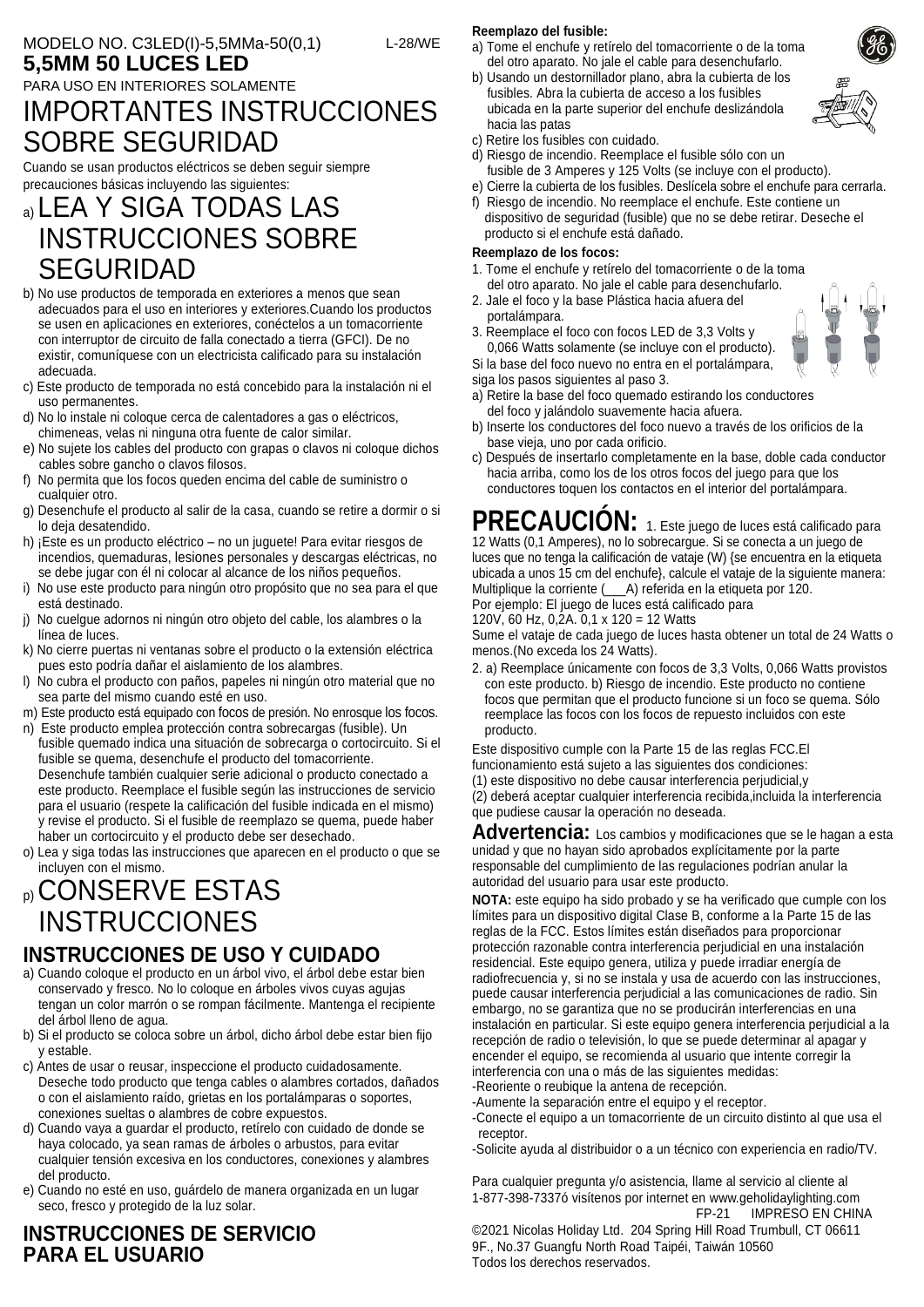MODELO NO. C3LED(I)-5,5MMa-50(0,1) L-28/WE

**5,5MM 50 LUCES LED**

PARA USO EN INTERIORES SOLAMENTE

# IMPORTANTES INSTRUCCIONES SOBRE SEGURIDAD

Cuando se usan productos eléctricos se deben seguir siempre precauciones básicas incluyendo las siguientes:

## a) LEA Y SIGA TODAS LAS INSTRUCCIONES SOBRE SEGURIDAD

b) No use productos de temporada en exteriores a menos que sean adecuados para el uso en interiores y exteriores.Cuando los productos se usen en aplicaciones en exteriores, conéctelos a un tomacorriente con interruptor de circuito de falla conectado a tierra (GFCI). De no existir, comuníquese con un electricista calificado para su instalación adecuada.

c) Este producto de temporada no está concebido para la instalación ni el uso permanentes.

d) No lo instale ni coloque cerca de calentadores a gas o eléctricos, chimeneas, velas ni ninguna otra fuente de calor similar.

e) No sujete los cables del producto con grapas o clavos ni coloque dichos cables sobre gancho o clavos filosos.

f) No permita que los focos queden encima del cable de suministro o cualquier otro.

g) Desenchufe el producto al salir de la casa, cuando se retire a dormir o si lo deja desatendido.

h) ¡Este es un producto eléctrico – no un juguete! Para evitar riesgos de incendios, quemaduras, lesiones personales y descargas eléctricas, no se debe jugar con él ni colocar al alcance de los niños pequeños.

i) No use este producto para ningún otro propósito que no sea para el que está destinado.

j) No cuelgue adornos ni ningún otro objeto del cable, los alambres o la línea de luces.

k) No cierre puertas ni ventanas sobre el producto o la extensión eléctrica pues esto podría dañar el aislamiento de los alambres.

l) No cubra el producto con paños, papeles ni ningún otro material que no sea parte del mismo cuando esté en uso.

m) Este producto está equipado con focos de presión. No enrosque los focos.

n) Este producto emplea protección contra sobrecargas (fusible). Un fusible quemado indica una situación de sobrecarga o cortocircuito. Si el fusible se quema, desenchufe el producto del tomacorriente. Desenchufe también cualquier serie adicional o producto conectado a este producto. Reemplace el fusible según las instrucciones de servicio para el usuario (respete la calificación del fusible indicada en el mismo) y revise el producto. Si el fusible de reemplazo se quema, puede haber haber un cortocircuito y el producto debe ser desechado.

o) Lea y siga todas las instrucciones que aparecen en el producto o que se incluyen con el mismo.

## p) CONSERVE ESTAS INSTRUCCIONES

## INSTRUCCIONES DE USO Y CUIDADO

a) Cuando coloque el producto en un árbol vivo, el árbol debe estar bien conservado y fresco. No lo coloque en árboles vivos cuyas agujas tengan un color marrón o se rompan fácilmente. Mantenga el recipiente del árbol lleno de agua.

b) Si el producto se coloca sobre un árbol, dicho árbol debe estar bien fijo y estable.

c) Antes de usar o reusar, inspeccione el producto cuidadosamente. Deseche todo producto que tenga cables o alambres cortados, dañados o con el aislamiento raído, grietas en los portalámparas o soportes, conexiones sueltas o alambres de cobre expuestos.

d) Cuando vaya a guardar el producto, retírelo con cuidado de donde se haya colocado, ya sean ramas de árboles o arbustos, para evitar cualquier tensión excesiva en los conductores, conexiones y alambres del producto.

e) Cuando no esté en uso, guárdelo de manera organizada en un lugar seco, fresco y protegido de la luz solar.

## INSTRUCCIONES DE SERVICIO PARA EL USUARIO

**Reemplazo del fusible:**

a) Tome el enchufe y retírelo del tomacorriente o de la toma del otro aparato. No jale el cable para desenchufarlo.

b) Usando un destornillador plano, abra la cubierta de los fusibles. Abra la cubierta de acceso a los fusibles ubicada en la parte superior del enchufe deslizándola hacia las patas

c) Retire los fusibles con cuidado.

d) Riesgo de incendio. Reemplace el fusible sólo con un fusible de 3 Amperes y 125 Volts (se incluye con el producto).

e) Cierre la cubierta de los fusibles. Deslícela sobre el enchufe para cerrarla.

f) Riesgo de incendio. No reemplace el enchufe. Este contiene un dispositivo de seguridad (fusible) que no se debe retirar. Deseche el producto si el enchufe está dañado.

**Reemplazo de los focos:**

1. Tome el enchufe y retírelo del tomacorriente o de la toma del otro aparato. No jale el cable para desenchufarlo.
2. Jale el foco y la base Plástica hacia afuera del portalámpara.
3. Reemplace el foco con focos LED de 3,3 Volts y 0,066 Watts solamente (se incluye con el producto).

Si la base del foco nuevo no entra en el portalámpara, siga los pasos siguientes al paso 3.

a) Retire la base del foco quemado estirando los conductores del foco y jalándolo suavemente hacia afuera.

b) Inserte los conductores del foco nuevo a través de los orificios de la base vieja, uno por cada orificio.

c) Después de insertarlo completamente en la base, doble cada conductor hacia arriba, como los de los otros focos del juego para que los conductores toquen los contactos en el interior del portalámpara.

**PRECAUCIÓN:** 1. Este juego de luces está calificado para 12 Watts (0,1 Amperes), no lo sobrecargue. Si se conecta a un juego de luces que no tenga la calificación de vataje (W) {se encuentra en la etiqueta ubicada a unos 15 cm del enchufe}, calcule el vataje de la siguiente manera: Multiplique la corriente (___A) referida en la etiqueta por 120.

Por ejemplo: El juego de luces está calificado para 120V, 60 Hz, 0,2A. 0,1 x 120 = 12 Watts

Sume el vataje de cada juego de luces hasta obtener un total de 24 Watts o menos.(No exceda los 24 Watts).

2. a) Reemplace únicamente con focos de 3,3 Volts, 0,066 Watts provistos con este producto. b) Riesgo de incendio. Este producto no contiene focos que permitan que el producto funcione si un foco se quema. Sólo reemplace las focos con los focos de repuesto incluidos con este producto.

Este dispositivo cumple con la Parte 15 de las reglas FCC.El funcionamiento está sujeto a las siguientes dos condiciones:
(1) este dispositivo no debe causar interferencia perjudicial,y
(2) deberá aceptar cualquier interferencia recibida,incluida la interferencia que pudiese causar la operación no deseada.

**Advertencia:** Los cambios y modificaciones que se le hagan a esta unidad y que no hayan sido aprobados explícitamente por la parte responsable del cumplimiento de las regulaciones podrían anular la autoridad del usuario para usar este producto.

**NOTA:** este equipo ha sido probado y se ha verificado que cumple con los límites para un dispositivo digital Clase B, conforme a la Parte 15 de las reglas de la FCC. Estos límites están diseñados para proporcionar protección razonable contra interferencia perjudicial en una instalación residencial. Este equipo genera, utiliza y puede irradiar energía de radiofrecuencia y, si no se instala y usa de acuerdo con las instrucciones, puede causar interferencia perjudicial a las comunicaciones de radio. Sin embargo, no se garantiza que no se producirán interferencias en una instalación en particular. Si este equipo genera interferencia perjudicial a la recepción de radio o televisión, lo que se puede determinar al apagar y encender el equipo, se recomienda al usuario que intente corregir la interferencia con una o más de las siguientes medidas:

-Reoriente o reubique la antena de recepción.
-Aumente la separación entre el equipo y el receptor.
-Conecte el equipo a un tomacorriente de un circuito distinto al que usa el receptor.
-Solicite ayuda al distribuidor o a un técnico con experiencia en radio/TV.

Para cualquier pregunta y/o asistencia, llame al servicio al cliente al 1-877-398-7337ó visítenos por internet en www.geholidaylighting.com

FP-21 IMPRESO EN CHINA

©2021 Nicolas Holiday Ltd. 204 Spring Hill Road Trumbull, CT 06611
9F., No.37 Guangfu North Road Taipéi, Taiwán 10560
Todos los derechos reservados.